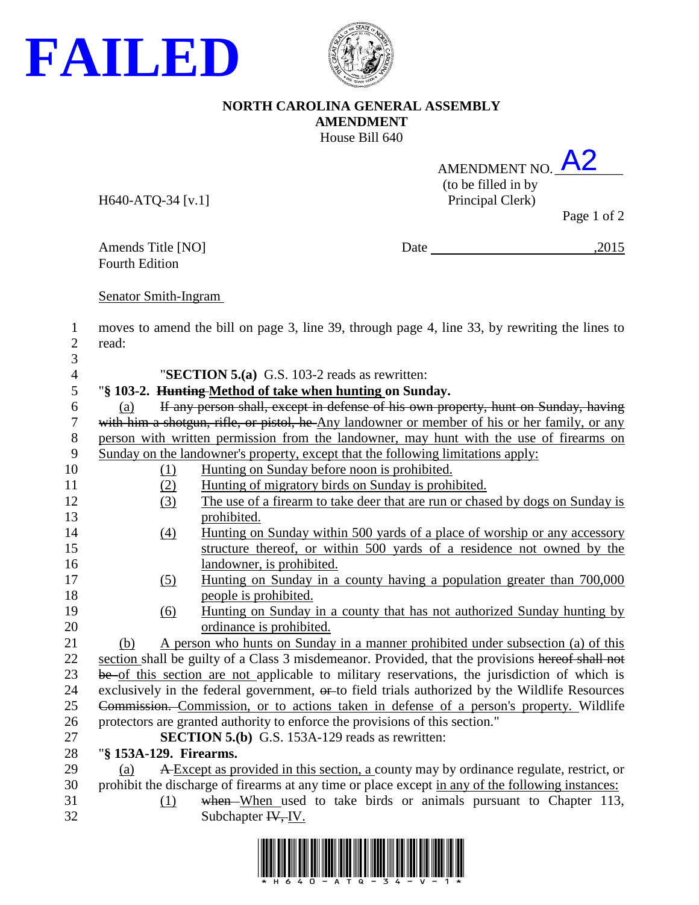**FAILED**

**NORTH CAROLINA GENERAL ASSEMBLY**
**AMENDMENT**
House Bill 640

AMENDMENT NO. A2
(to be filled in by Principal Clerk)

H640-ATQ-34 [v.1]

Amends Title [NO]
Fourth Edition

Date ,2015

Senator Smith-Ingram

moves to amend the bill on page 3, line 39, through page 4, line 33, by rewriting the lines to read:

"**SECTION 5.(a)** G.S. 103-2 reads as rewritten:

"**§ 103-2. ~~Hunting~~ Method of take when hunting on Sunday.**

(a) ~~If any person shall, except in defense of his own property, hunt on Sunday, having with him a shotgun, rifle, or pistol, he~~ Any landowner or member of his or her family, or any person with written permission from the landowner, may hunt with the use of firearms on Sunday on the landowner's property, except that the following limitations apply:

(1) Hunting on Sunday before noon is prohibited.

(2) Hunting of migratory birds on Sunday is prohibited.

(3) The use of a firearm to take deer that are run or chased by dogs on Sunday is prohibited.

(4) Hunting on Sunday within 500 yards of a place of worship or any accessory structure thereof, or within 500 yards of a residence not owned by the landowner, is prohibited.

(5) Hunting on Sunday in a county having a population greater than 700,000 people is prohibited.

(6) Hunting on Sunday in a county that has not authorized Sunday hunting by ordinance is prohibited.

(b) A person who hunts on Sunday in a manner prohibited under subsection (a) of this section shall be guilty of a Class 3 misdemeanor. Provided, that the provisions ~~hereof shall not be~~ of this section are not applicable to military reservations, the jurisdiction of which is exclusively in the federal government, ~~or~~ to field trials authorized by the Wildlife Resources ~~Commission.~~ Commission, or to actions taken in defense of a person's property. Wildlife protectors are granted authority to enforce the provisions of this section."

**SECTION 5.(b)** G.S. 153A-129 reads as rewritten:

"**§ 153A-129. Firearms.**

(a) ~~A~~ Except as provided in this section, a county may by ordinance regulate, restrict, or prohibit the discharge of firearms at any time or place except in any of the following instances:

(1) ~~when~~ When used to take birds or animals pursuant to Chapter 113, Subchapter ~~IV,~~ IV.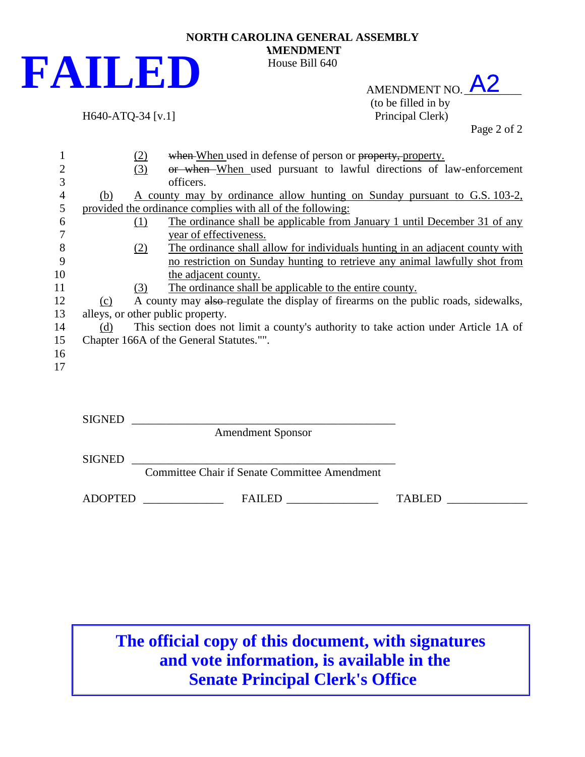**FAILED**

**NORTH CAROLINA GENERAL ASSEMBLY**
**AMENDMENT**
House Bill 640

AMENDMENT NO. A2
(to be filled in by Principal Clerk)

H640-ATQ-34 [v.1]

(2) ~~when~~ When used in defense of person or ~~property,~~ property.
(3) ~~or when~~ When used pursuant to lawful directions of law-enforcement officers.

(b) A county may by ordinance allow hunting on Sunday pursuant to G.S. 103-2, provided the ordinance complies with all of the following:

(1) The ordinance shall be applicable from January 1 until December 31 of any year of effectiveness.
(2) The ordinance shall allow for individuals hunting in an adjacent county with no restriction on Sunday hunting to retrieve any animal lawfully shot from the adjacent county.
(3) The ordinance shall be applicable to the entire county.

(c) A county may ~~also~~ regulate the display of firearms on the public roads, sidewalks, alleys, or other public property.

(d) This section does not limit a county's authority to take action under Article 1A of Chapter 166A of the General Statutes."".

SIGNED ______________________________________________
Amendment Sponsor

SIGNED ______________________________________________
Committee Chair if Senate Committee Amendment

ADOPTED _____________ FAILED _______________ TABLED _____________

**The official copy of this document, with signatures and vote information, is available in the Senate Principal Clerk's Office**